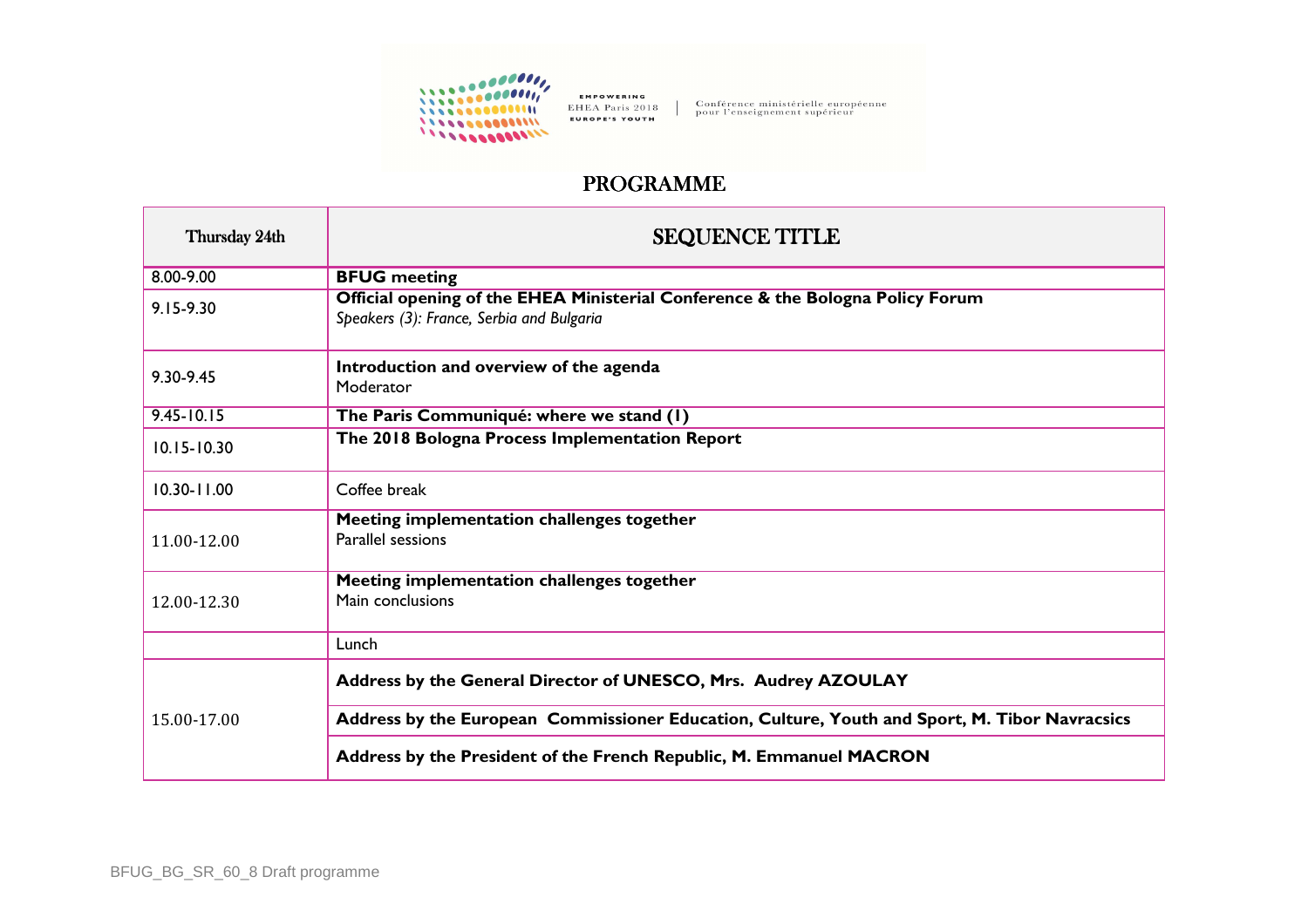EMPOWERING
EHEA Paris 2018
EUROPE'S YOUTH

Conférence ministérielle européenne pour l'enseignement supérieur

# PROGRAMME

| Thursday 24th | SEQUENCE TITLE |
|---|---|
| 8.00-9.00 | **BFUG meeting** |
| 9.15-9.30 | **Official opening of the EHEA Ministerial Conference & the Bologna Policy Forum**<br>*Speakers (3): France, Serbia and Bulgaria* |
| 9.30-9.45 | **Introduction and overview of the agenda**<br>Moderator |
| 9.45-10.15 | **The Paris Communiqué: where we stand (1)** |
| 10.15-10.30 | **The 2018 Bologna Process Implementation Report** |
| 10.30-11.00 | Coffee break |
| 11.00-12.00 | **Meeting implementation challenges together**<br>Parallel sessions |
| 12.00-12.30 | **Meeting implementation challenges together**<br>Main conclusions |
| | Lunch |
| 15.00-17.00 | **Address by the General Director of UNESCO, Mrs. Audrey AZOULAY** |
| | **Address by the European Commissioner Education, Culture, Youth and Sport, M. Tibor Navracsics** |
| | **Address by the President of the French Republic, M. Emmanuel MACRON** |

BFUG_BG_SR_60_8 Draft programme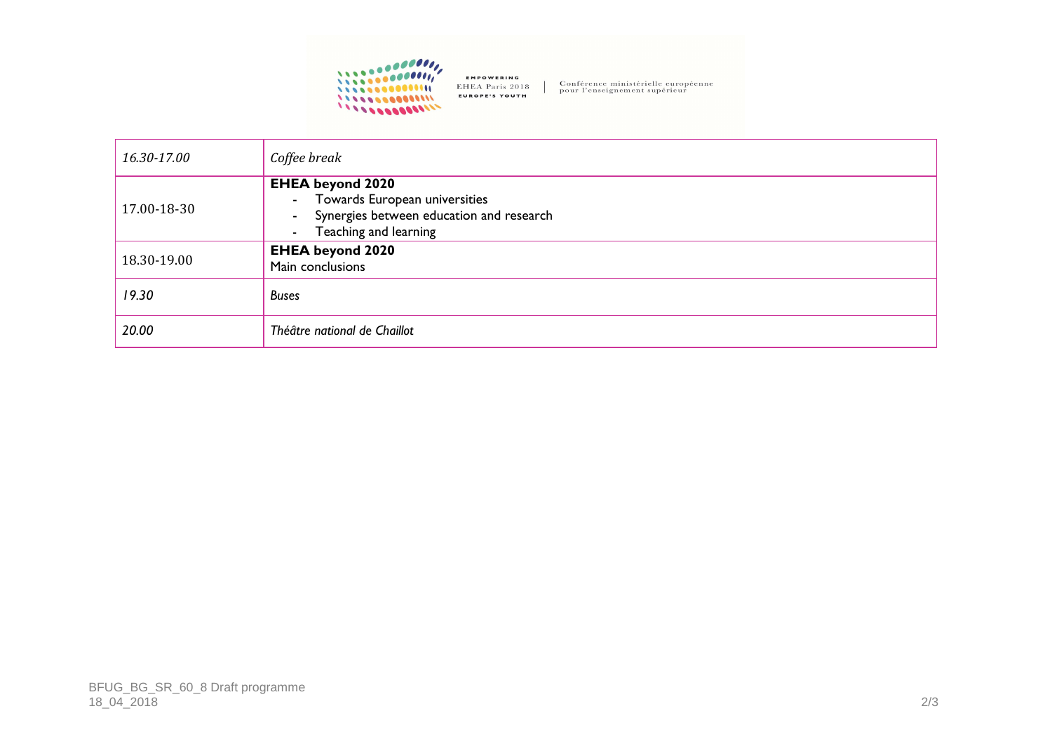| | |
|---|---|
| *16.30-17.00* | *Coffee break* |
| 17.00-18-30 | **EHEA beyond 2020**<br>- Towards European universities<br>- Synergies between education and research<br>- Teaching and learning |
| 18.30-19.00 | **EHEA beyond 2020**<br>Main conclusions |
| *19.30* | *Buses* |
| *20.00* | *Théâtre national de Chaillot* |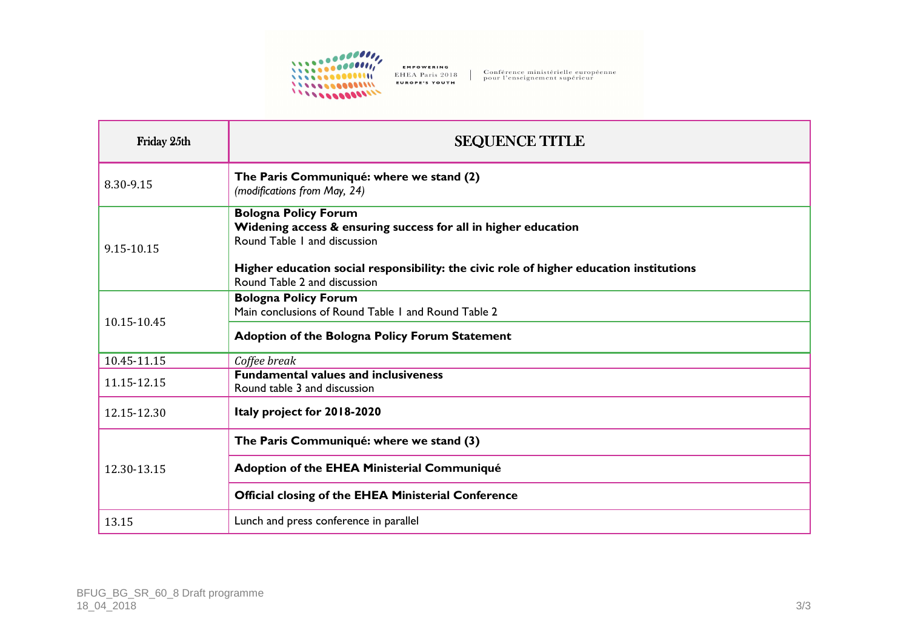| Friday 25th | SEQUENCE TITLE |
|---|---|
| 8.30-9.15 | **The Paris Communiqué: where we stand (2)**<br>*(modifications from May, 24)* |
| 9.15-10.15 | **Bologna Policy Forum**<br>**Widening access & ensuring success for all in higher education**<br>Round Table 1 and discussion<br><br>**Higher education social responsibility: the civic role of higher education institutions**<br>Round Table 2 and discussion |
| 10.15-10.45 | **Bologna Policy Forum**<br>Main conclusions of Round Table 1 and Round Table 2 |
| | **Adoption of the Bologna Policy Forum Statement** |
| 10.45-11.15 | *Coffee break* |
| 11.15-12.15 | **Fundamental values and inclusiveness**<br>Round table 3 and discussion |
| 12.15-12.30 | **Italy project for 2018-2020** |
| 12.30-13.15 | **The Paris Communiqué: where we stand (3)** |
| | **Adoption of the EHEA Ministerial Communiqué** |
| | **Official closing of the EHEA Ministerial Conference** |
| 13.15 | Lunch and press conference in parallel |